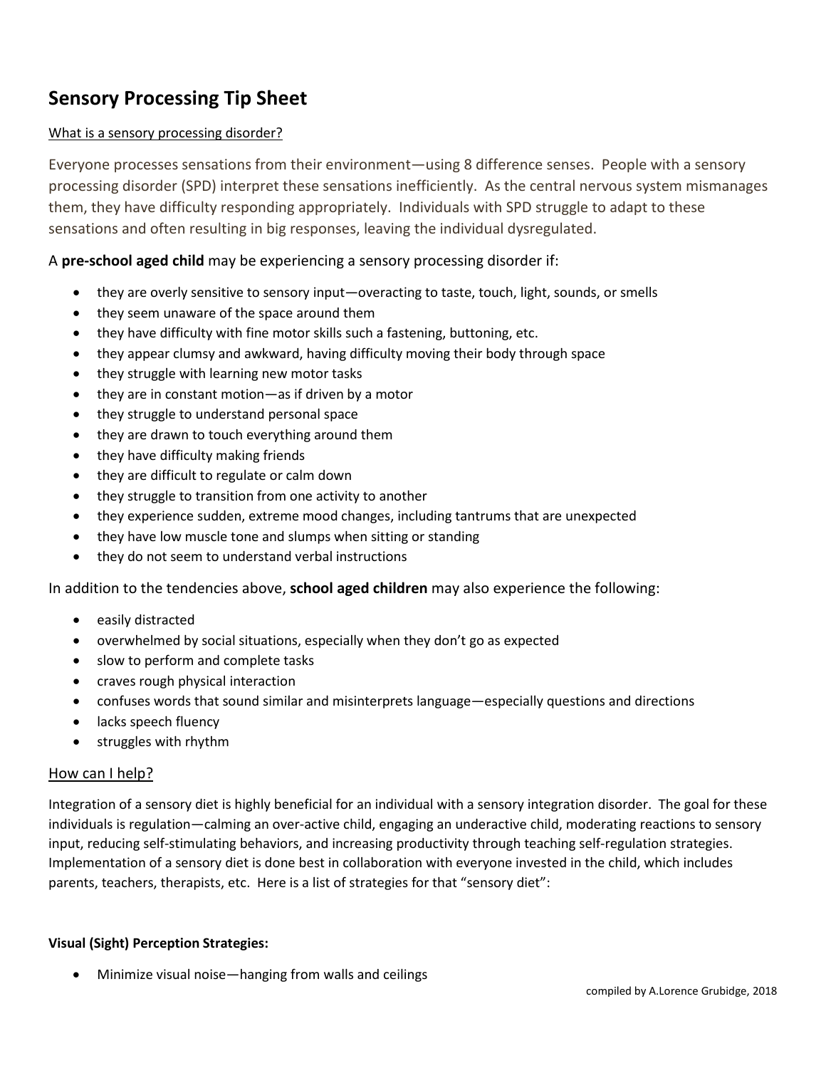# Sensory Processing Tip Sheet

<u>What is a sensory processing disorder?</u>

Everyone processes sensations from their environment—using 8 difference senses. People with a sensory processing disorder (SPD) interpret these sensations inefficiently. As the central nervous system mismanages them, they have difficulty responding appropriately. Individuals with SPD struggle to adapt to these sensations and often resulting in big responses, leaving the individual dysregulated.

A **pre-school aged child** may be experiencing a sensory processing disorder if:

- they are overly sensitive to sensory input—overacting to taste, touch, light, sounds, or smells
- they seem unaware of the space around them
- they have difficulty with fine motor skills such a fastening, buttoning, etc.
- they appear clumsy and awkward, having difficulty moving their body through space
- they struggle with learning new motor tasks
- they are in constant motion—as if driven by a motor
- they struggle to understand personal space
- they are drawn to touch everything around them
- they have difficulty making friends
- they are difficult to regulate or calm down
- they struggle to transition from one activity to another
- they experience sudden, extreme mood changes, including tantrums that are unexpected
- they have low muscle tone and slumps when sitting or standing
- they do not seem to understand verbal instructions

In addition to the tendencies above, **school aged children** may also experience the following:

- easily distracted
- overwhelmed by social situations, especially when they don't go as expected
- slow to perform and complete tasks
- craves rough physical interaction
- confuses words that sound similar and misinterprets language—especially questions and directions
- lacks speech fluency
- struggles with rhythm

<u>How can I help?</u>

Integration of a sensory diet is highly beneficial for an individual with a sensory integration disorder. The goal for these individuals is regulation—calming an over-active child, engaging an underactive child, moderating reactions to sensory input, reducing self-stimulating behaviors, and increasing productivity through teaching self-regulation strategies. Implementation of a sensory diet is done best in collaboration with everyone invested in the child, which includes parents, teachers, therapists, etc. Here is a list of strategies for that "sensory diet":

**Visual (Sight) Perception Strategies:**

- Minimize visual noise—hanging from walls and ceilings

compiled by A.Lorence Grubidge, 2018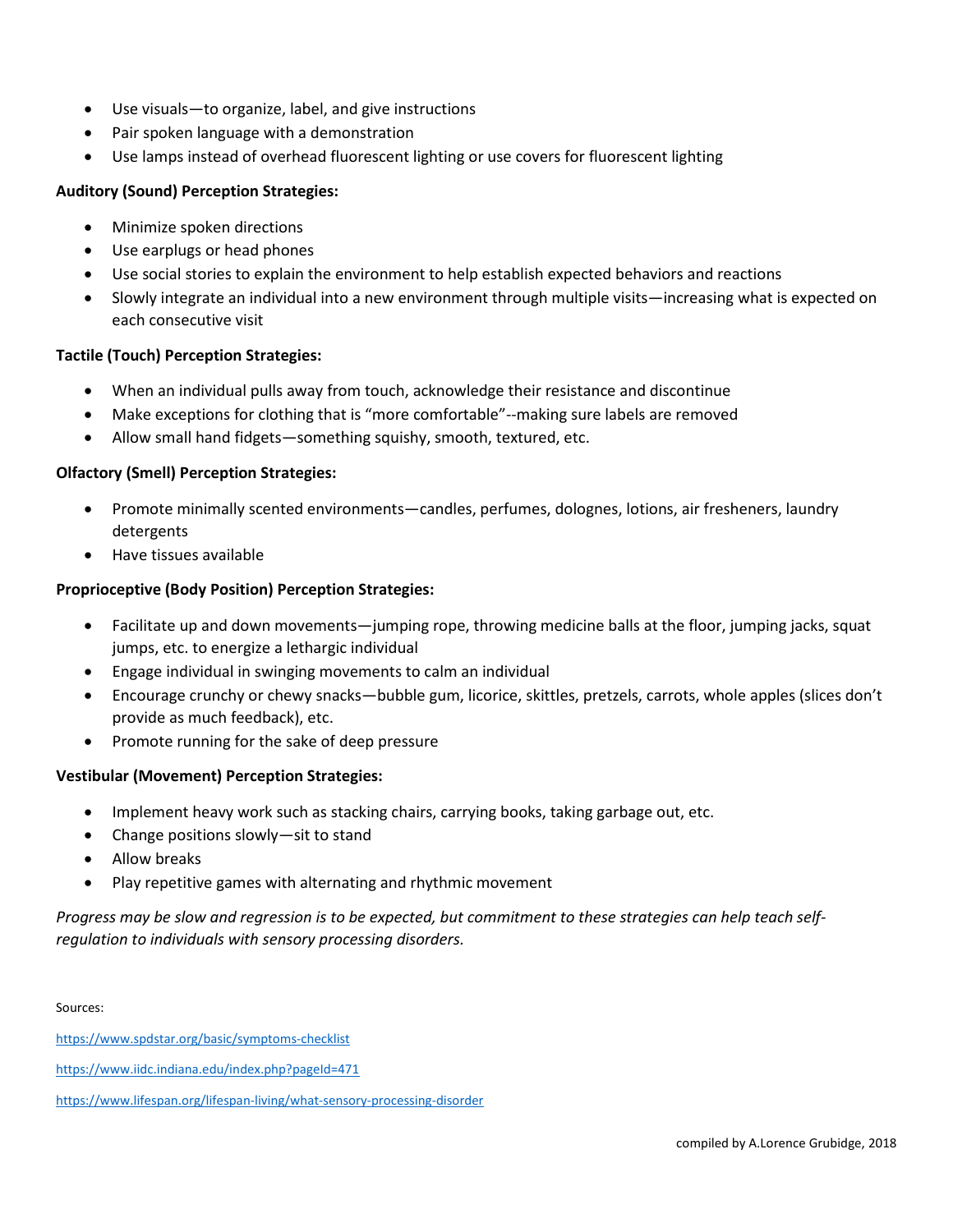- Use visuals—to organize, label, and give instructions
- Pair spoken language with a demonstration
- Use lamps instead of overhead fluorescent lighting or use covers for fluorescent lighting

**Auditory (Sound) Perception Strategies:**

- Minimize spoken directions
- Use earplugs or head phones
- Use social stories to explain the environment to help establish expected behaviors and reactions
- Slowly integrate an individual into a new environment through multiple visits—increasing what is expected on each consecutive visit

**Tactile (Touch) Perception Strategies:**

- When an individual pulls away from touch, acknowledge their resistance and discontinue
- Make exceptions for clothing that is "more comfortable"--making sure labels are removed
- Allow small hand fidgets—something squishy, smooth, textured, etc.

**Olfactory (Smell) Perception Strategies:**

- Promote minimally scented environments—candles, perfumes, dolognes, lotions, air fresheners, laundry detergents
- Have tissues available

**Proprioceptive (Body Position) Perception Strategies:**

- Facilitate up and down movements—jumping rope, throwing medicine balls at the floor, jumping jacks, squat jumps, etc. to energize a lethargic individual
- Engage individual in swinging movements to calm an individual
- Encourage crunchy or chewy snacks—bubble gum, licorice, skittles, pretzels, carrots, whole apples (slices don't provide as much feedback), etc.
- Promote running for the sake of deep pressure

**Vestibular (Movement) Perception Strategies:**

- Implement heavy work such as stacking chairs, carrying books, taking garbage out, etc.
- Change positions slowly—sit to stand
- Allow breaks
- Play repetitive games with alternating and rhythmic movement

*Progress may be slow and regression is to be expected, but commitment to these strategies can help teach self-regulation to individuals with sensory processing disorders.*

Sources:

https://www.spdstar.org/basic/symptoms-checklist

https://www.iidc.indiana.edu/index.php?pageId=471

https://www.lifespan.org/lifespan-living/what-sensory-processing-disorder

compiled by A.Lorence Grubidge, 2018